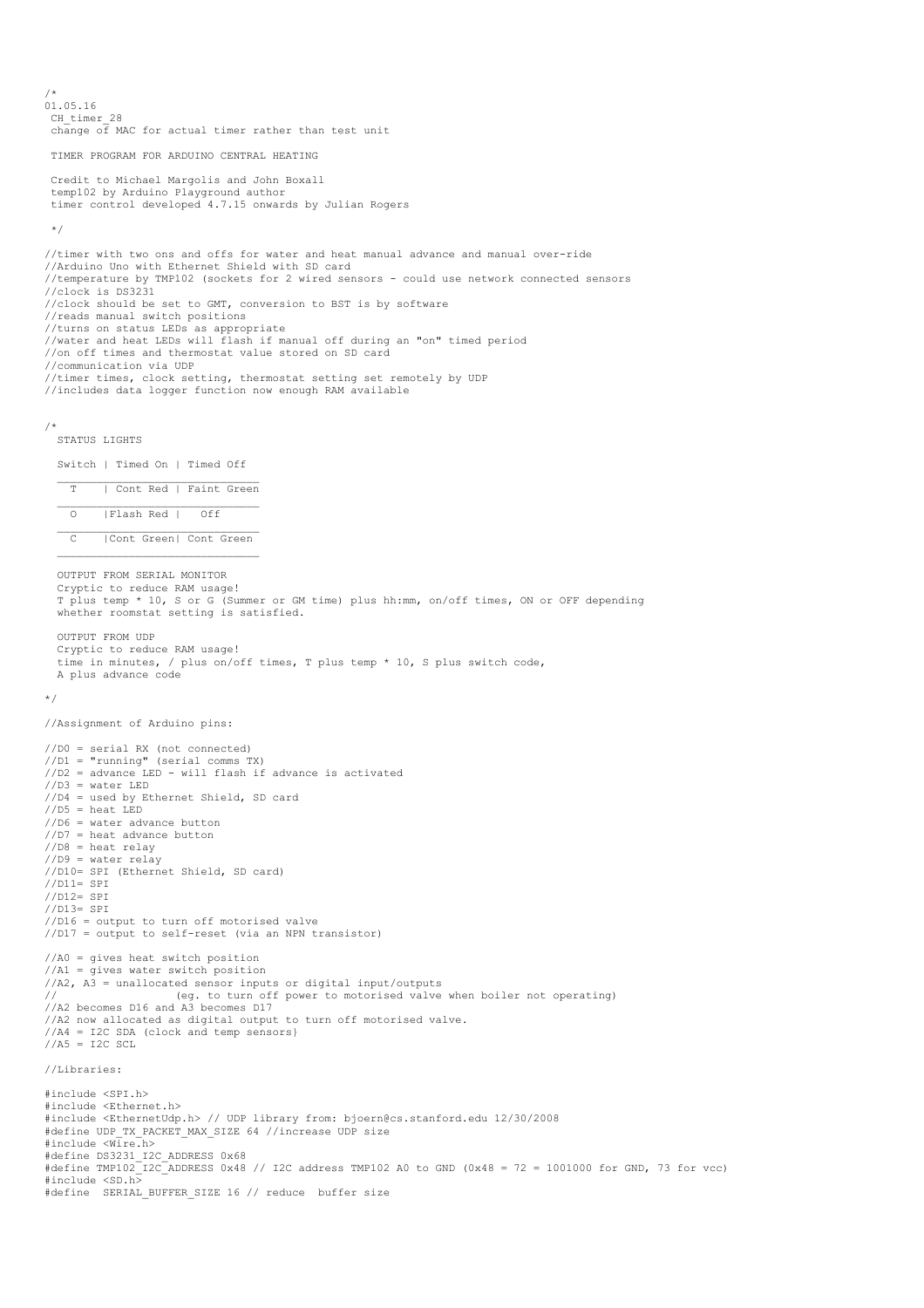```
/*
01.05.16
 CH_timer_28
 change of MAC for actual timer rather than test unit

 TIMER PROGRAM FOR ARDUINO CENTRAL HEATING

 Credit to Michael Margolis and John Boxall
 temp102 by Arduino Playground author
 timer control developed 4.7.15 onwards by Julian Rogers

 */

//timer with two ons and offs for water and heat manual advance and manual over-ride
//Arduino Uno with Ethernet Shield with SD card
//temperature by TMP102 (sockets for 2 wired sensors - could use network connected sensors
//clock is DS3231
//clock should be set to GMT, conversion to BST is by software
//reads manual switch positions
//turns on status LEDs as appropriate
//water and heat LEDs will flash if manual off during an "on" timed period
//on off times and thermostat value stored on SD card
//communication via UDP
//timer times, clock setting, thermostat setting set remotely by UDP
//includes data logger function now enough RAM available


/*
  STATUS LIGHTS

  Switch | Timed On | Timed Off
  _____________________________
    T    | Cont Red | Faint Green
  _____________________________
    O    |Flash Red |   Off
  _____________________________
    C    |Cont Green| Cont Green
  _____________________________

  OUTPUT FROM SERIAL MONITOR
  Cryptic to reduce RAM usage!
  T plus temp * 10, S or G (Summer or GM time) plus hh:mm, on/off times, ON or OFF depending
  whether roomstat setting is satisfied.

  OUTPUT FROM UDP
  Cryptic to reduce RAM usage!
  time in minutes, / plus on/off times, T plus temp * 10, S plus switch code,
  A plus advance code

*/

//Assignment of Arduino pins:

//D0 = serial RX (not connected)
//D1 = "running" (serial comms TX)
//D2 = advance LED - will flash if advance is activated
//D3 = water LED
//D4 = used by Ethernet Shield, SD card
//D5 = heat LED
//D6 = water advance button
//D7 = heat advance button
//D8 = heat relay
//D9 = water relay
//D10= SPI (Ethernet Shield, SD card)
//D11= SPI
//D12= SPI
//D13= SPI
//D16 = output to turn off motorised valve
//D17 = output to self-reset (via an NPN transistor)

//A0 = gives heat switch position
//A1 = gives water switch position
//A2, A3 = unallocated sensor inputs or digital input/outputs
//                  (eg. to turn off power to motorised valve when boiler not operating)
//A2 becomes D16 and A3 becomes D17
//A2 now allocated as digital output to turn off motorised valve.
//A4 = I2C SDA (clock and temp sensors}
//A5 = I2C SCL

//Libraries:

#include <SPI.h>
#include <Ethernet.h>
#include <EthernetUdp.h> // UDP library from: bjoern@cs.stanford.edu 12/30/2008
#define UDP_TX_PACKET_MAX_SIZE 64 //increase UDP size
#include <Wire.h>
#define DS3231_I2C_ADDRESS 0x68
#define TMP102_I2C_ADDRESS 0x48 // I2C address TMP102 A0 to GND (0x48 = 72 = 1001000 for GND, 73 for vcc)
#include <SD.h>
#define  SERIAL_BUFFER_SIZE 16 // reduce  buffer size
```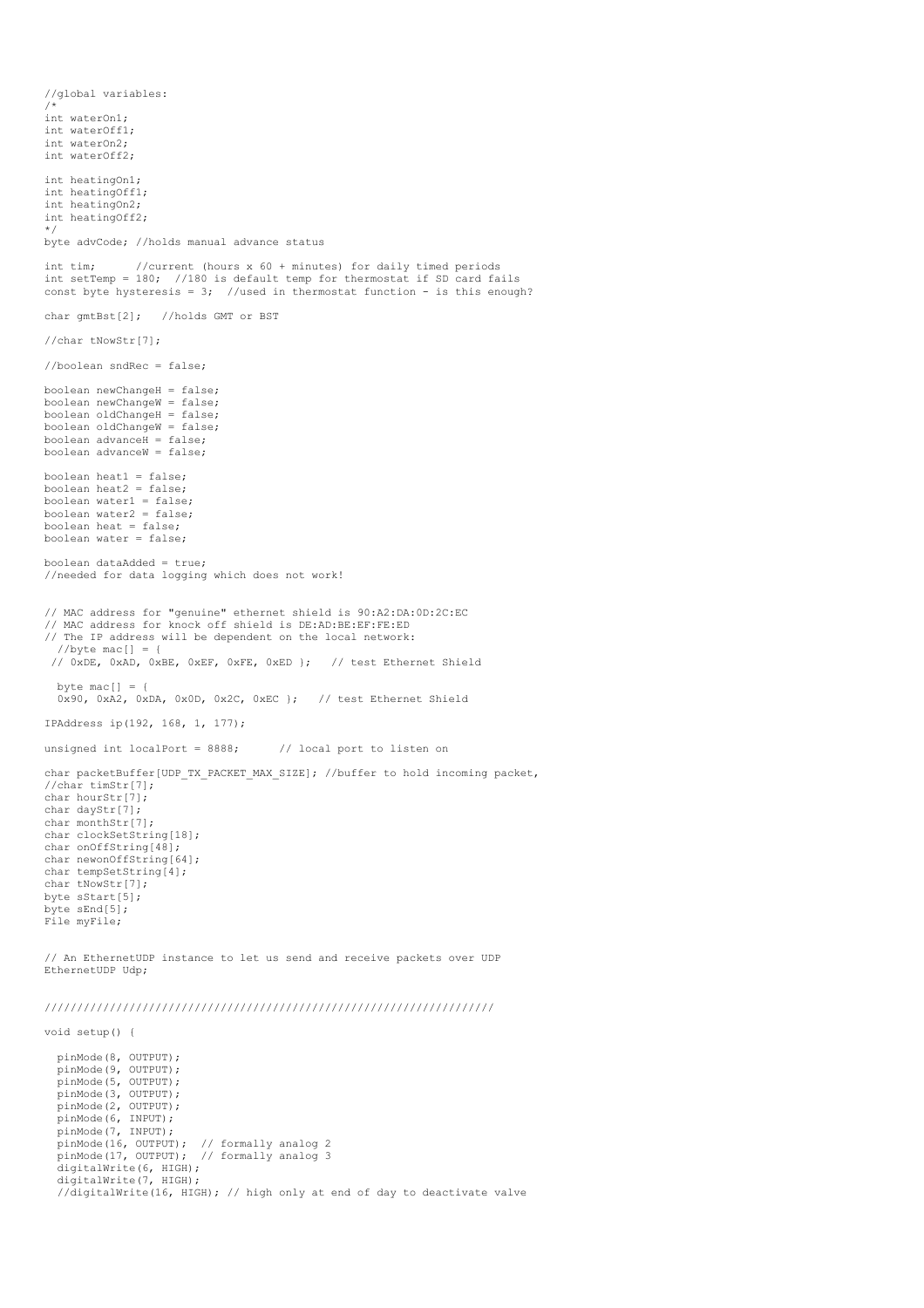```
//global variables:
/*
int waterOn1;
int waterOff1;
int waterOn2;
int waterOff2;

int heatingOn1;
int heatingOff1;
int heatingOn2;
int heatingOff2;
*/
byte advCode; //holds manual advance status

int tim;      //current (hours x 60 + minutes) for daily timed periods
int setTemp = 180;  //180 is default temp for thermostat if SD card fails
const byte hysteresis = 3;  //used in thermostat function - is this enough?

char gmtBst[2];   //holds GMT or BST

//char tNowStr[7];

//boolean sndRec = false;

boolean newChangeH = false;
boolean newChangeW = false;
boolean oldChangeH = false;
boolean oldChangeW = false;
boolean advanceH = false;
boolean advanceW = false;

boolean heat1 = false;
boolean heat2 = false;
boolean water1 = false;
boolean water2 = false;
boolean heat = false;
boolean water = false;

boolean dataAdded = true;
//needed for data logging which does not work!


// MAC address for "genuine" ethernet shield is 90:A2:DA:0D:2C:EC
// MAC address for knock off shield is DE:AD:BE:EF:FE:ED
// The IP address will be dependent on the local network:
  //byte mac[] = {
 // 0xDE, 0xAD, 0xBE, 0xEF, 0xFE, 0xED };   // test Ethernet Shield

  byte mac[] = {
  0x90, 0xA2, 0xDA, 0x0D, 0x2C, 0xEC };   // test Ethernet Shield

IPAddress ip(192, 168, 1, 177);

unsigned int localPort = 8888;      // local port to listen on

char packetBuffer[UDP_TX_PACKET_MAX_SIZE]; //buffer to hold incoming packet,
//char timStr[7];
char hourStr[7];
char dayStr[7];
char monthStr[7];
char clockSetString[18];
char onOffString[48];
char newonOffString[64];
char tempSetString[4];
char tNowStr[7];
byte sStart[5];
byte sEnd[5];
File myFile;


// An EthernetUDP instance to let us send and receive packets over UDP
EthernetUDP Udp;


//////////////////////////////////////////////////////////////////////

void setup() {

  pinMode(8, OUTPUT);
  pinMode(9, OUTPUT);
  pinMode(5, OUTPUT);
  pinMode(3, OUTPUT);
  pinMode(2, OUTPUT);
  pinMode(6, INPUT);
  pinMode(7, INPUT);
  pinMode(16, OUTPUT);  // formally analog 2
  pinMode(17, OUTPUT);  // formally analog 3
  digitalWrite(6, HIGH);
  digitalWrite(7, HIGH);
  //digitalWrite(16, HIGH); // high only at end of day to deactivate valve
```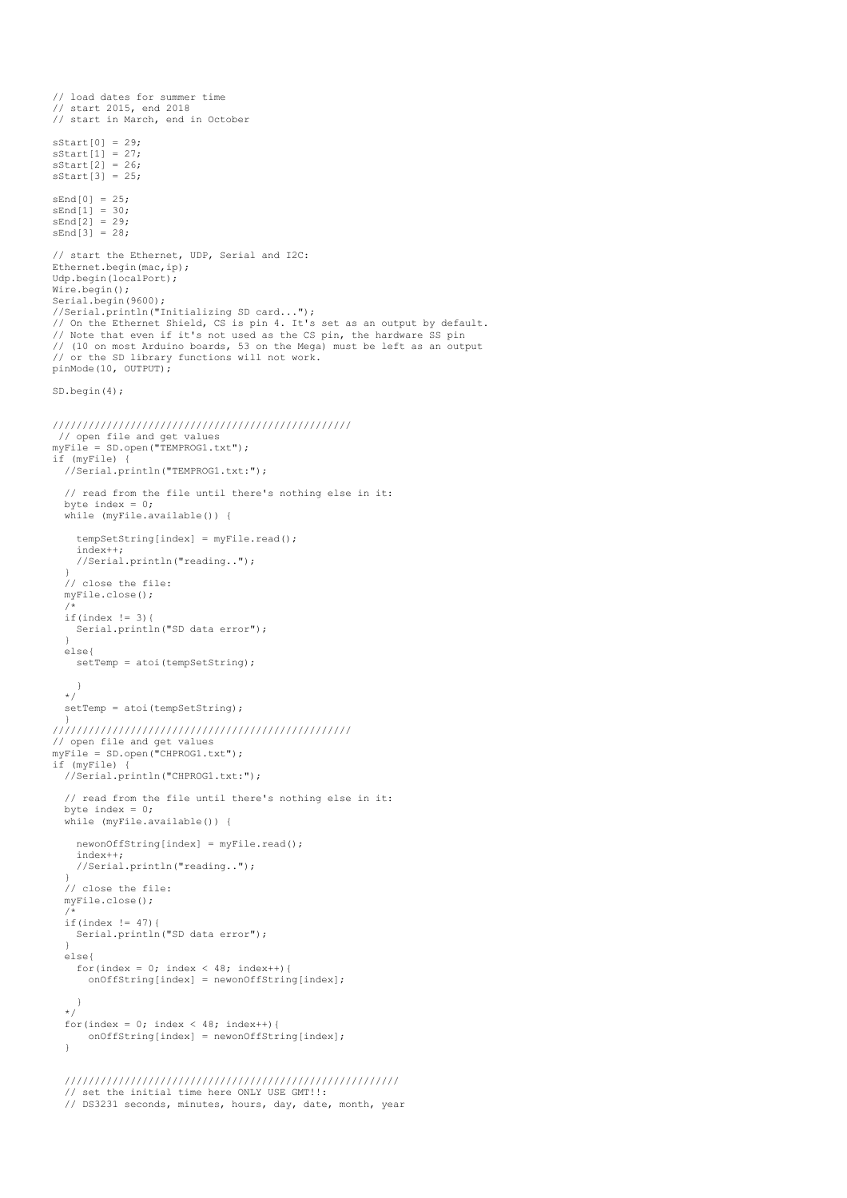```
// load dates for summer time
// start 2015, end 2018
// start in March, end in October

sStart[0] = 29;
sStart[1] = 27;
sStart[2] = 26;
sStart[3] = 25;

sEnd[0] = 25;
sEnd[1] = 30;
sEnd[2] = 29;
sEnd[3] = 28;

// start the Ethernet, UDP, Serial and I2C:
Ethernet.begin(mac,ip);
Udp.begin(localPort);
Wire.begin();
Serial.begin(9600);
//Serial.println("Initializing SD card...");
// On the Ethernet Shield, CS is pin 4. It's set as an output by default.
// Note that even if it's not used as the CS pin, the hardware SS pin
// (10 on most Arduino boards, 53 on the Mega) must be left as an output
// or the SD library functions will not work.
pinMode(10, OUTPUT);

SD.begin(4);


//////////////////////////////////////////////////
 // open file and get values
myFile = SD.open("TEMPROG1.txt");
if (myFile) {
  //Serial.println("TEMPROG1.txt:");

  // read from the file until there's nothing else in it:
  byte index = 0;
  while (myFile.available()) {

    tempSetString[index] = myFile.read();
    index++;
    //Serial.println("reading..");
  }
  // close the file:
  myFile.close();
  /*
  if(index != 3){
    Serial.println("SD data error");
  }
  else{
    setTemp = atoi(tempSetString);

    }
  */
  setTemp = atoi(tempSetString);
  }
//////////////////////////////////////////////////
// open file and get values
myFile = SD.open("CHPROG1.txt");
if (myFile) {
  //Serial.println("CHPROG1.txt:");

  // read from the file until there's nothing else in it:
  byte index = 0;
  while (myFile.available()) {

    newonOffString[index] = myFile.read();
    index++;
    //Serial.println("reading..");
  }
  // close the file:
  myFile.close();
  /*
  if(index != 47){
    Serial.println("SD data error");
  }
  else{
    for(index = 0; index < 48; index++){
      onOffString[index] = newonOffString[index];

    }
  */
  for(index = 0; index < 48; index++){
      onOffString[index] = newonOffString[index];
  }


  ///////////////////////////////////////////////////////
  // set the initial time here ONLY USE GMT!!:
  // DS3231 seconds, minutes, hours, day, date, month, year
```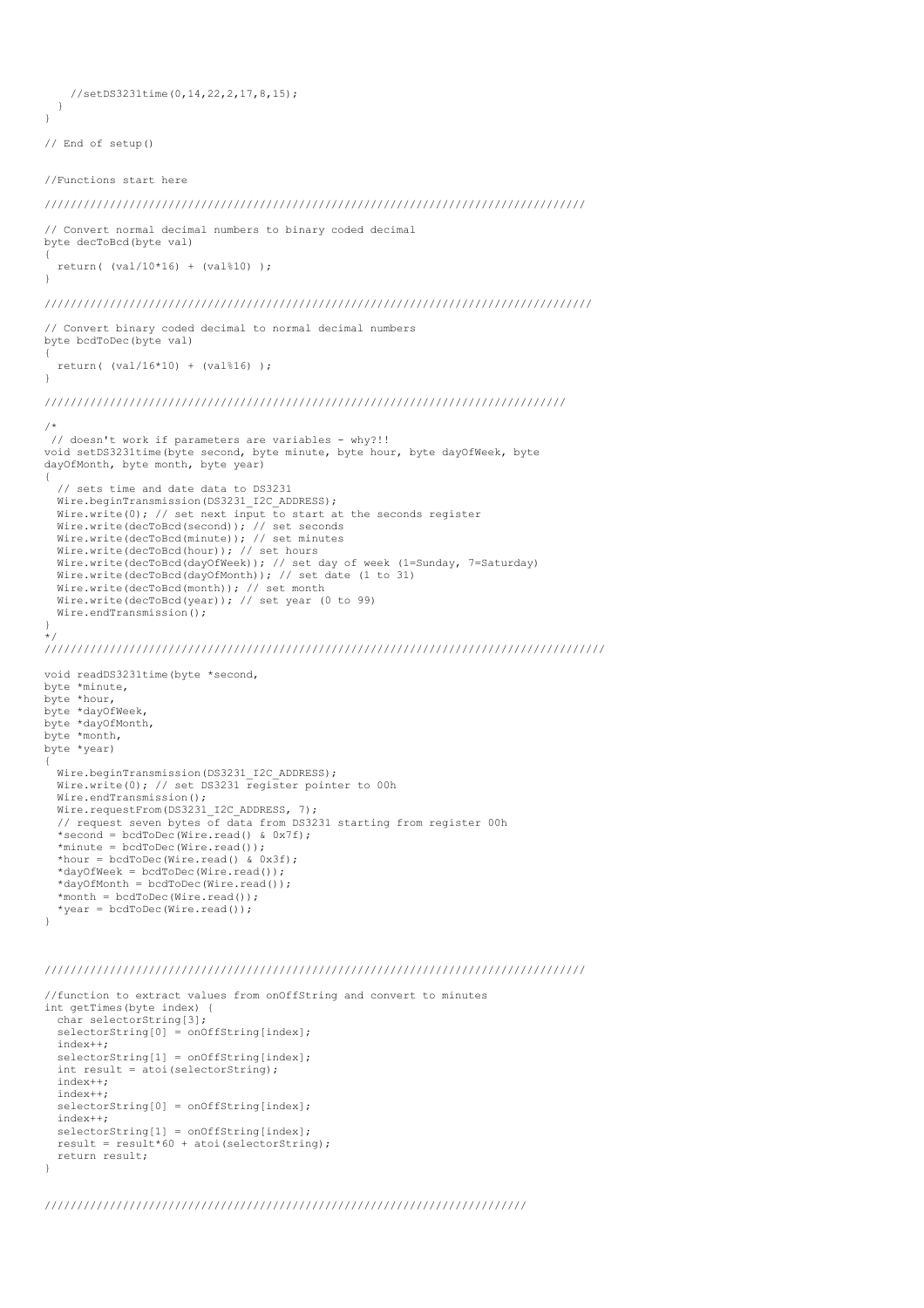```
    //setDS3231time(0,14,22,2,17,8,15);
  }
}

// End of setup()


//Functions start here

////////////////////////////////////////////////////////////////////////////////

// Convert normal decimal numbers to binary coded decimal
byte decToBcd(byte val)
{
  return( (val/10*16) + (val%10) );
}

/////////////////////////////////////////////////////////////////////////////////

// Convert binary coded decimal to normal decimal numbers
byte bcdToDec(byte val)
{
  return( (val/16*10) + (val%16) );
}

///////////////////////////////////////////////////////////////////////////////

/*
 // doesn't work if parameters are variables - why?!!
void setDS3231time(byte second, byte minute, byte hour, byte dayOfWeek, byte
dayOfMonth, byte month, byte year)
{
  // sets time and date data to DS3231
  Wire.beginTransmission(DS3231_I2C_ADDRESS);
  Wire.write(0); // set next input to start at the seconds register
  Wire.write(decToBcd(second)); // set seconds
  Wire.write(decToBcd(minute)); // set minutes
  Wire.write(decToBcd(hour)); // set hours
  Wire.write(decToBcd(dayOfWeek)); // set day of week (1=Sunday, 7=Saturday)
  Wire.write(decToBcd(dayOfMonth)); // set date (1 to 31)
  Wire.write(decToBcd(month)); // set month
  Wire.write(decToBcd(year)); // set year (0 to 99)
  Wire.endTransmission();
}
*/
//////////////////////////////////////////////////////////////////////////////////

void readDS3231time(byte *second,
byte *minute,
byte *hour,
byte *dayOfWeek,
byte *dayOfMonth,
byte *month,
byte *year)
{
  Wire.beginTransmission(DS3231_I2C_ADDRESS);
  Wire.write(0); // set DS3231 register pointer to 00h
  Wire.endTransmission();
  Wire.requestFrom(DS3231_I2C_ADDRESS, 7);
  // request seven bytes of data from DS3231 starting from register 00h
  *second = bcdToDec(Wire.read() & 0x7f);
  *minute = bcdToDec(Wire.read());
  *hour = bcdToDec(Wire.read() & 0x3f);
  *dayOfWeek = bcdToDec(Wire.read());
  *dayOfMonth = bcdToDec(Wire.read());
  *month = bcdToDec(Wire.read());
  *year = bcdToDec(Wire.read());
}



////////////////////////////////////////////////////////////////////////////////

//function to extract values from onOffString and convert to minutes
int getTimes(byte index) {
  char selectorString[3];
  selectorString[0] = onOffString[index];
  index++;
  selectorString[1] = onOffString[index];
  int result = atoi(selectorString);
  index++;
  index++;
  selectorString[0] = onOffString[index];
  index++;
  selectorString[1] = onOffString[index];
  result = result*60 + atoi(selectorString);
  return result;
}


////////////////////////////////////////////////////////////////////////
```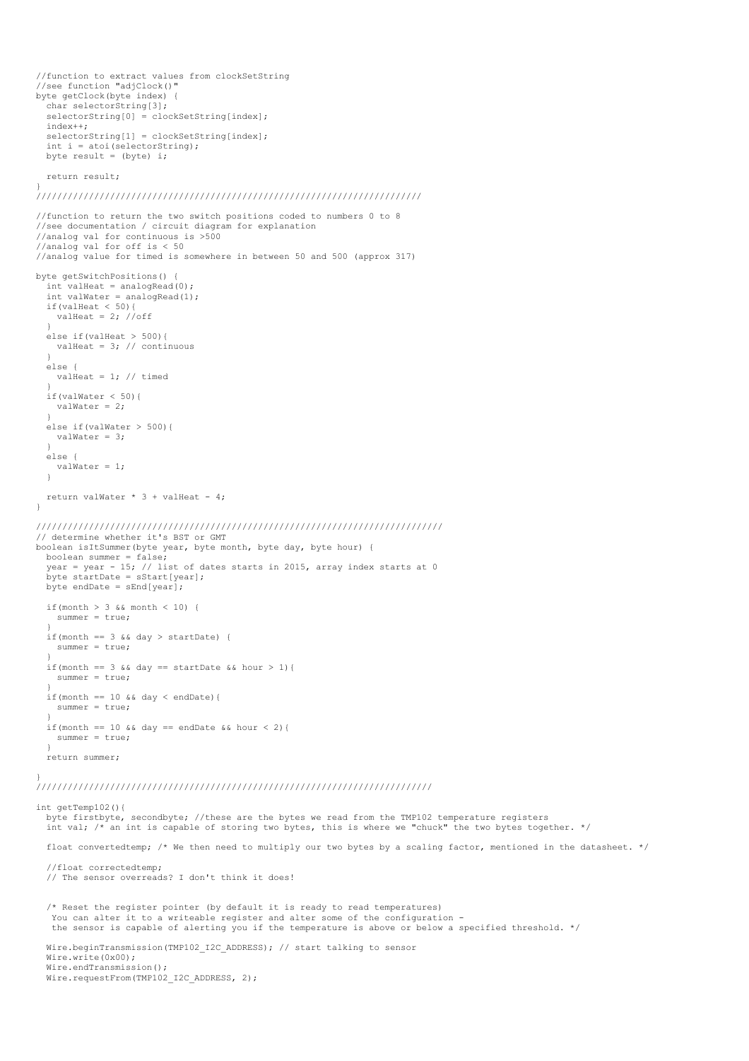```
//function to extract values from clockSetString
//see function "adjClock()"
byte getClock(byte index) {
  char selectorString[3];
  selectorString[0] = clockSetString[index];
  index++;
  selectorString[1] = clockSetString[index];
  int i = atoi(selectorString);
  byte result = (byte) i;

  return result;
}
//////////////////////////////////////////////////////////////////////////

//function to return the two switch positions coded to numbers 0 to 8
//see documentation / circuit diagram for explanation
//analog val for continuous is >500
//analog val for off is < 50
//analog value for timed is somewhere in between 50 and 500 (approx 317)

byte getSwitchPositions() {
  int valHeat = analogRead(0);
  int valWater = analogRead(1);
  if(valHeat < 50){
    valHeat = 2; //off
  }
  else if(valHeat > 500){
    valHeat = 3; // continuous
  }
  else {
    valHeat = 1; // timed
  }
  if(valWater < 50){
    valWater = 2;
  }
  else if(valWater > 500){
    valWater = 3;
  }
  else {
    valWater = 1;
  }

  return valWater * 3 + valHeat - 4;
}

////////////////////////////////////////////////////////////////////////////
// determine whether it's BST or GMT
boolean isItSummer(byte year, byte month, byte day, byte hour) {
  boolean summer = false;
  year = year - 15; // list of dates starts in 2015, array index starts at 0
  byte startDate = sStart[year];
  byte endDate = sEnd[year];

  if(month > 3 && month < 10) {
    summer = true;
  }
  if(month == 3 && day > startDate) {
    summer = true;
  }
  if(month == 3 && day == startDate && hour > 1){
    summer = true;
  }
  if(month == 10 && day < endDate){
    summer = true;
  }
  if(month == 10 && day == endDate && hour < 2){
    summer = true;
  }
  return summer;

}
//////////////////////////////////////////////////////////////////////////

int getTemp102(){
  byte firstbyte, secondbyte; //these are the bytes we read from the TMP102 temperature registers
  int val; /* an int is capable of storing two bytes, this is where we "chuck" the two bytes together. */

  float convertedtemp; /* We then need to multiply our two bytes by a scaling factor, mentioned in the datasheet. */

  //float correctedtemp;
  // The sensor overreads? I don't think it does!


  /* Reset the register pointer (by default it is ready to read temperatures)
   You can alter it to a writeable register and alter some of the configuration -
   the sensor is capable of alerting you if the temperature is above or below a specified threshold. */

  Wire.beginTransmission(TMP102_I2C_ADDRESS); // start talking to sensor
  Wire.write(0x00);
  Wire.endTransmission();
  Wire.requestFrom(TMP102_I2C_ADDRESS, 2);
```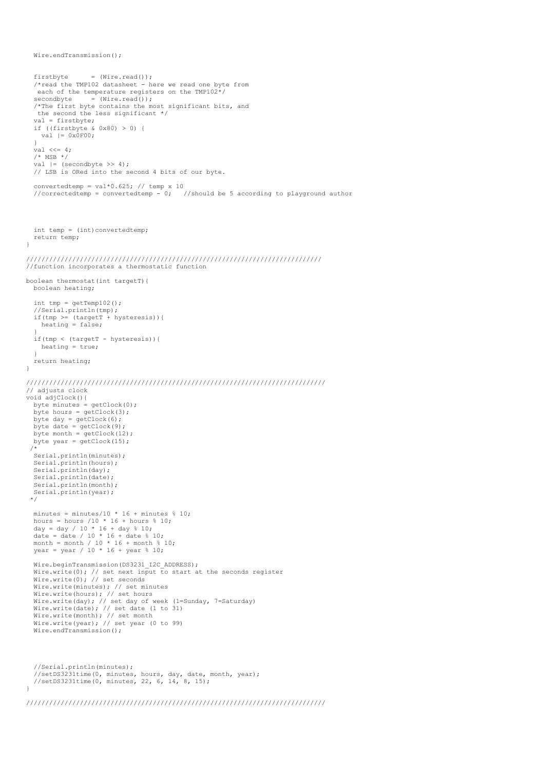```
  Wire.endTransmission();


  firstbyte      = (Wire.read());
  /*read the TMP102 datasheet - here we read one byte from
   each of the temperature registers on the TMP102*/
  secondbyte     = (Wire.read());
  /*The first byte contains the most significant bits, and
   the second the less significant */
  val = firstbyte;
  if ((firstbyte & 0x80) > 0) {
    val |= 0x0F00;
  }
  val <<= 4;
  /* MSB */
  val |= (secondbyte >> 4);
  // LSB is ORed into the second 4 bits of our byte.

  convertedtemp = val*0.625; // temp x 10
  //correctedtemp = convertedtemp - 0;   //should be 5 according to playground author




  int temp = (int)convertedtemp;
  return temp;
}

///////////////////////////////////////////////////////////////////////////
//function incorporates a thermostatic function

boolean thermostat(int targetT){
  boolean heating;

  int tmp = getTemp102();
  //Serial.println(tmp);
  if(tmp >= (targetT + hysteresis)){
    heating = false;
  }
  if(tmp < (targetT - hysteresis)){
    heating = true;
  }
  return heating;
}

////////////////////////////////////////////////////////////////////////////
// adjusts clock
void adjClock(){
  byte minutes = getClock(0);
  byte hours = getClock(3);
  byte day = getClock(6);
  byte date = getClock(9);
  byte month = getClock(12);
  byte year = getClock(15);
 /*
  Serial.println(minutes);
  Serial.println(hours);
  Serial.println(day);
  Serial.println(date);
  Serial.println(month);
  Serial.println(year);
 */

  minutes = minutes/10 * 16 + minutes % 10;
  hours = hours /10 * 16 + hours % 10;
  day = day / 10 * 16 + day % 10;
  date = date / 10 * 16 + date % 10;
  month = month / 10 * 16 + month % 10;
  year = year / 10 * 16 + year % 10;

  Wire.beginTransmission(DS3231_I2C_ADDRESS);
  Wire.write(0); // set next input to start at the seconds register
  Wire.write(0); // set seconds
  Wire.write(minutes); // set minutes
  Wire.write(hours); // set hours
  Wire.write(day); // set day of week (1=Sunday, 7=Saturday)
  Wire.write(date); // set date (1 to 31)
  Wire.write(month); // set month
  Wire.write(year); // set year (0 to 99)
  Wire.endTransmission();




  //Serial.println(minutes);
  //setDS3231time(0, minutes, hours, day, date, month, year);
  //setDS3231time(0, minutes, 22, 6, 14, 8, 15);
}

////////////////////////////////////////////////////////////////////////////
```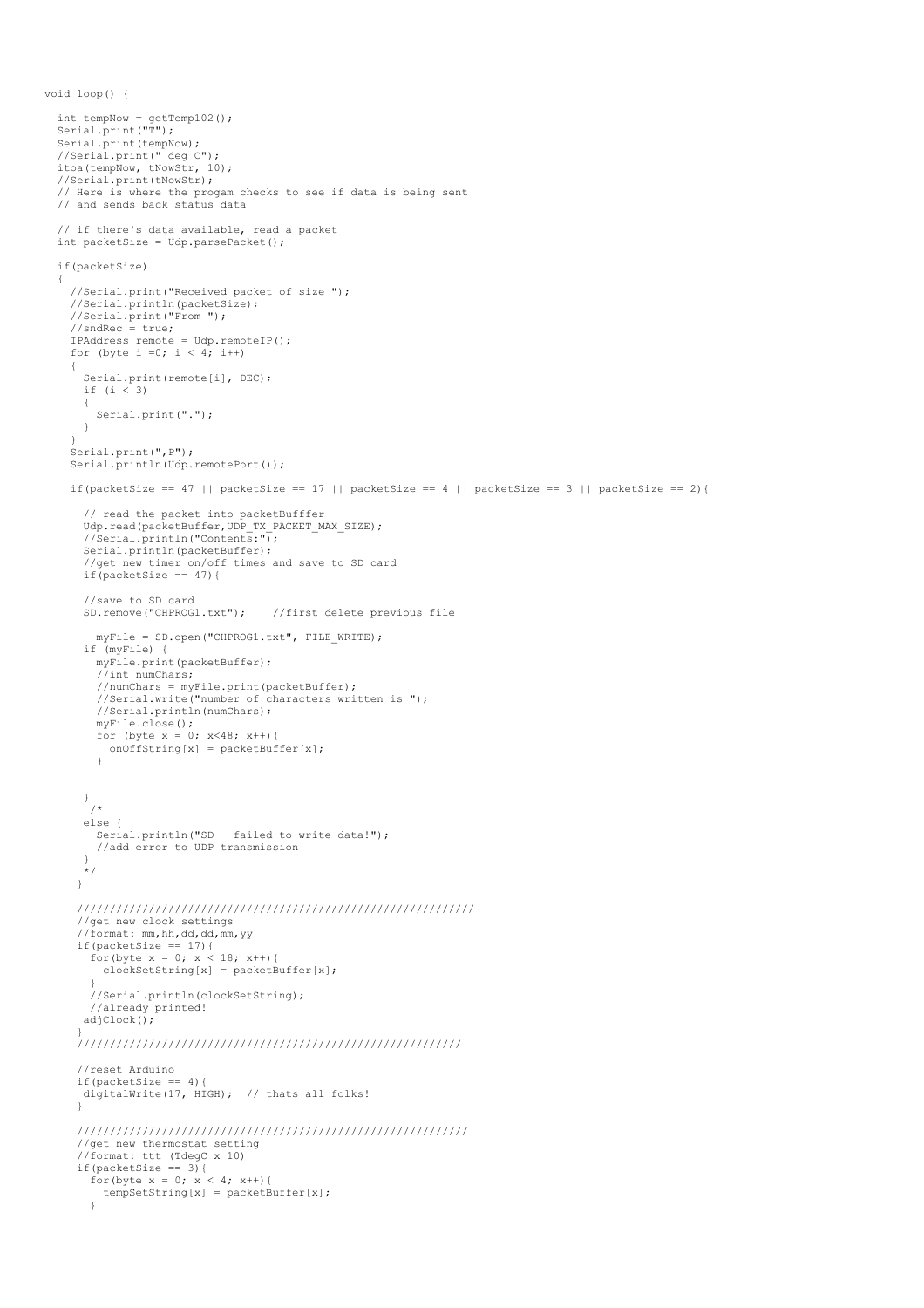```
void loop() {

  int tempNow = getTemp102();
  Serial.print("T");
  Serial.print(tempNow);
  //Serial.print(" deg C");
  itoa(tempNow, tNowStr, 10);
  //Serial.print(tNowStr);
  // Here is where the progam checks to see if data is being sent
  // and sends back status data

  // if there's data available, read a packet
  int packetSize = Udp.parsePacket();

  if(packetSize)
  {
    //Serial.print("Received packet of size ");
    //Serial.println(packetSize);
    //Serial.print("From ");
    //sndRec = true;
    IPAddress remote = Udp.remoteIP();
    for (byte i =0; i < 4; i++)
    {
      Serial.print(remote[i], DEC);
      if (i < 3)
      {
        Serial.print(".");
      }
    }
    Serial.print(",P");
    Serial.println(Udp.remotePort());

    if(packetSize == 47 || packetSize == 17 || packetSize == 4 || packetSize == 3 || packetSize == 2){

      // read the packet into packetBufffer
      Udp.read(packetBuffer,UDP_TX_PACKET_MAX_SIZE);
      //Serial.println("Contents:");
      Serial.println(packetBuffer);
      //get new timer on/off times and save to SD card
      if(packetSize == 47){

      //save to SD card
      SD.remove("CHPROG1.txt");    //first delete previous file

        myFile = SD.open("CHPROG1.txt", FILE_WRITE);
      if (myFile) {
        myFile.print(packetBuffer);
        //int numChars;
        //numChars = myFile.print(packetBuffer);
        //Serial.write("number of characters written is ");
        //Serial.println(numChars);
        myFile.close();
        for (byte x = 0; x<48; x++){
          onOffString[x] = packetBuffer[x];
        }


      }
       /*
      else {
        Serial.println("SD - failed to write data!");
        //add error to UDP transmission
      }
      */
     }

     ////////////////////////////////////////////////////////////
     //get new clock settings
     //format: mm,hh,dd,dd,mm,yy
     if(packetSize == 17){
       for(byte x = 0; x < 18; x++){
         clockSetString[x] = packetBuffer[x];
       }
       //Serial.println(clockSetString);
       //already printed!
      adjClock();
     }
     //////////////////////////////////////////////////////////

     //reset Arduino
     if(packetSize == 4){
      digitalWrite(17, HIGH);  // thats all folks!
     }

     //////////////////////////////////////////////////////////
     //get new thermostat setting
     //format: ttt (TdegC x 10)
     if(packetSize == 3){
       for(byte x = 0; x < 4; x++){
         tempSetString[x] = packetBuffer[x];
       }
```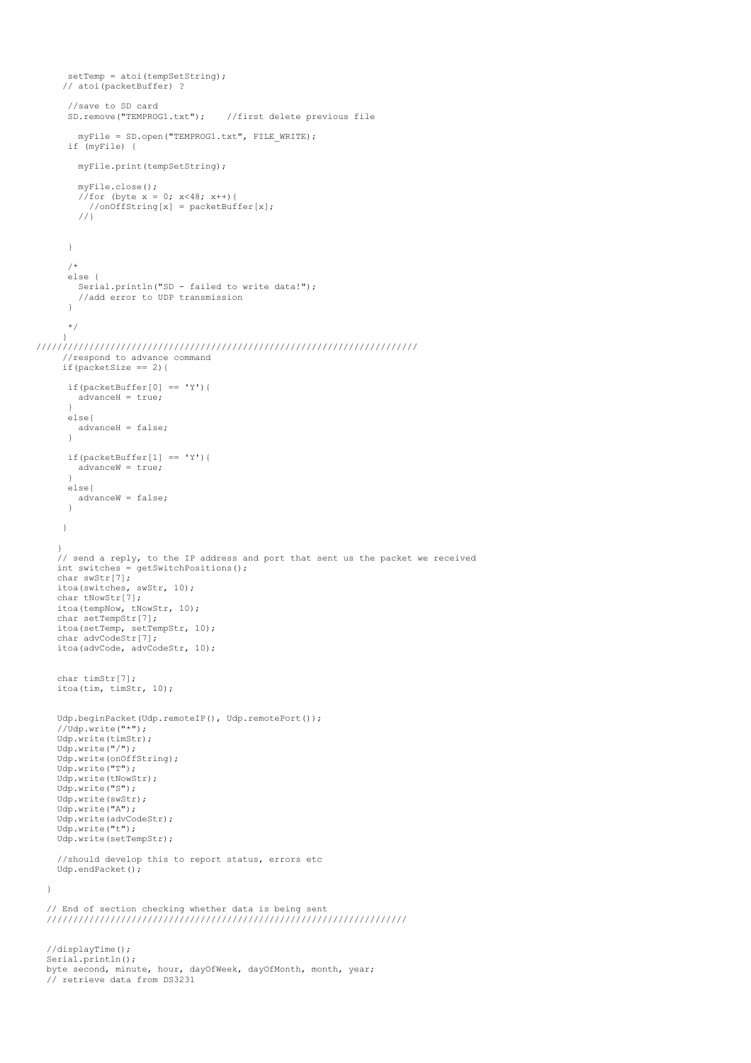```
      setTemp = atoi(tempSetString);
     // atoi(packetBuffer) ?

      //save to SD card
      SD.remove("TEMPROG1.txt");    //first delete previous file

        myFile = SD.open("TEMPROG1.txt", FILE_WRITE);
      if (myFile) {

        myFile.print(tempSetString);

        myFile.close();
        //for (byte x = 0; x<48; x++){
          //onOffString[x] = packetBuffer[x];
        //}


      }

      /*
      else {
        Serial.println("SD - failed to write data!");
        //add error to UDP transmission
      }

      */
     }
///////////////////////////////////////////////////////////////////////
     //respond to advance command
     if(packetSize == 2){

      if(packetBuffer[0] == 'Y'){
        advanceH = true;
      }
      else{
        advanceH = false;
      }

      if(packetBuffer[1] == 'Y'){
        advanceW = true;
      }
      else{
        advanceW = false;
      }

     }

    }
    // send a reply, to the IP address and port that sent us the packet we received
    int switches = getSwitchPositions();
    char swStr[7];
    itoa(switches, swStr, 10);
    char tNowStr[7];
    itoa(tempNow, tNowStr, 10);
    char setTempStr[7];
    itoa(setTemp, setTempStr, 10);
    char advCodeStr[7];
    itoa(advCode, advCodeStr, 10);


    char timStr[7];
    itoa(tim, timStr, 10);


    Udp.beginPacket(Udp.remoteIP(), Udp.remotePort());
    //Udp.write("*");
    Udp.write(timStr);
    Udp.write("/");
    Udp.write(onOffString);
    Udp.write("T");
    Udp.write(tNowStr);
    Udp.write("S");
    Udp.write(swStr);
    Udp.write("A");
    Udp.write(advCodeStr);
    Udp.write("t");
    Udp.write(setTempStr);

    //should develop this to report status, errors etc
    Udp.endPacket();

  }

  // End of section checking whether data is being sent
  ///////////////////////////////////////////////////////////////////


  //displayTime();
  Serial.println();
  byte second, minute, hour, dayOfWeek, dayOfMonth, month, year;
  // retrieve data from DS3231
```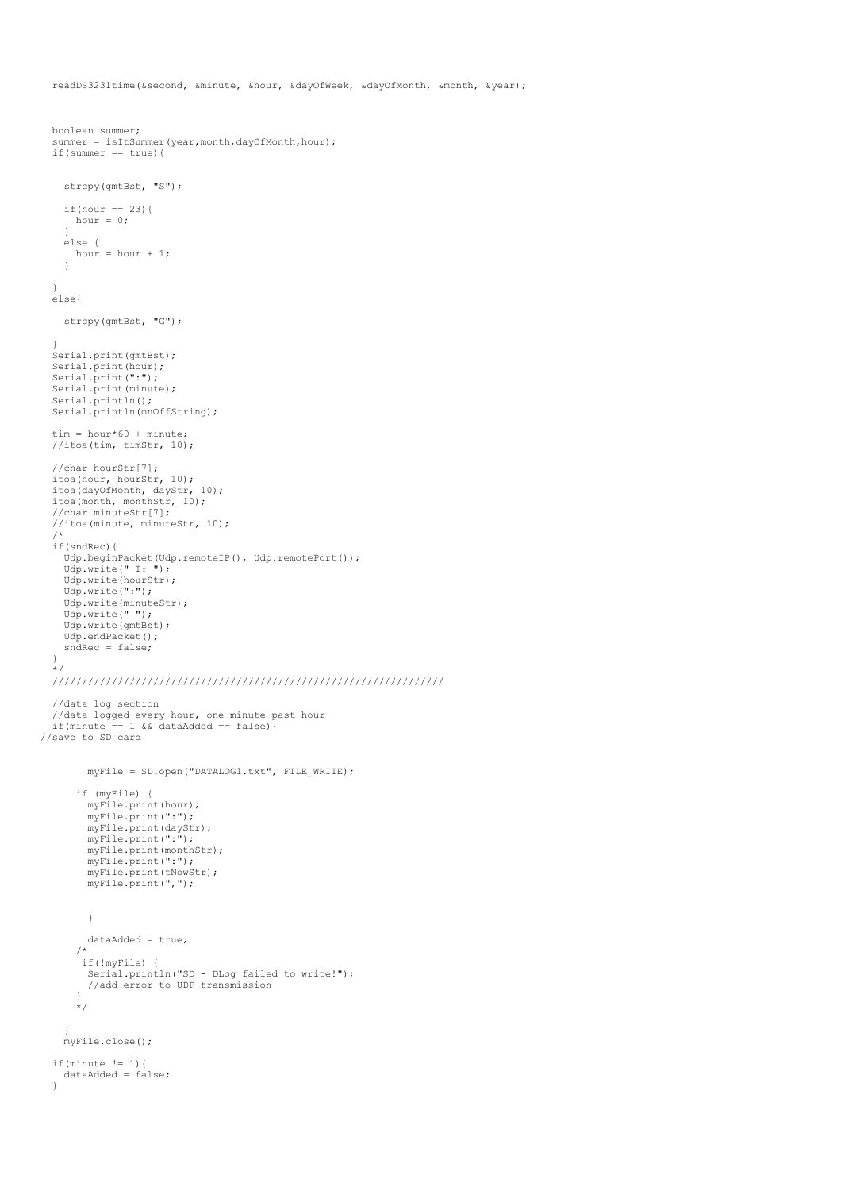```
  readDS3231time(&second, &minute, &hour, &dayOfWeek, &dayOfMonth, &month, &year);



  boolean summer;
  summer = isItSummer(year,month,dayOfMonth,hour);
  if(summer == true){


    strcpy(gmtBst, "S");

    if(hour == 23){
      hour = 0;
    }
    else {
      hour = hour + 1;
    }

  }
  else{

    strcpy(gmtBst, "G");

  }
  Serial.print(gmtBst);
  Serial.print(hour);
  Serial.print(":");
  Serial.print(minute);
  Serial.println();
  Serial.println(onOffString);

  tim = hour*60 + minute;
  //itoa(tim, timStr, 10);

  //char hourStr[7];
  itoa(hour, hourStr, 10);
  itoa(dayOfMonth, dayStr, 10);
  itoa(month, monthStr, 10);
  //char minuteStr[7];
  //itoa(minute, minuteStr, 10);
  /*
  if(sndRec){
    Udp.beginPacket(Udp.remoteIP(), Udp.remotePort());
    Udp.write(" T: ");
    Udp.write(hourStr);
    Udp.write(":");
    Udp.write(minuteStr);
    Udp.write(" ");
    Udp.write(gmtBst);
    Udp.endPacket();
    sndRec = false;
  }
  */
  /////////////////////////////////////////////////////////////////

  //data log section
  //data logged every hour, one minute past hour
  if(minute == 1 && dataAdded == false){
//save to SD card


       myFile = SD.open("DATALOG1.txt", FILE_WRITE);

      if (myFile) {
        myFile.print(hour);
        myFile.print(":");
        myFile.print(dayStr);
        myFile.print(":");
        myFile.print(monthStr);
        myFile.print(":");
        myFile.print(tNowStr);
        myFile.print(",");


        }

        dataAdded = true;
      /*
       if(!myFile) {
        Serial.println("SD - DLog failed to write!");
        //add error to UDP transmission
      }
      */

    }
    myFile.close();

  if(minute != 1){
    dataAdded = false;
  }
```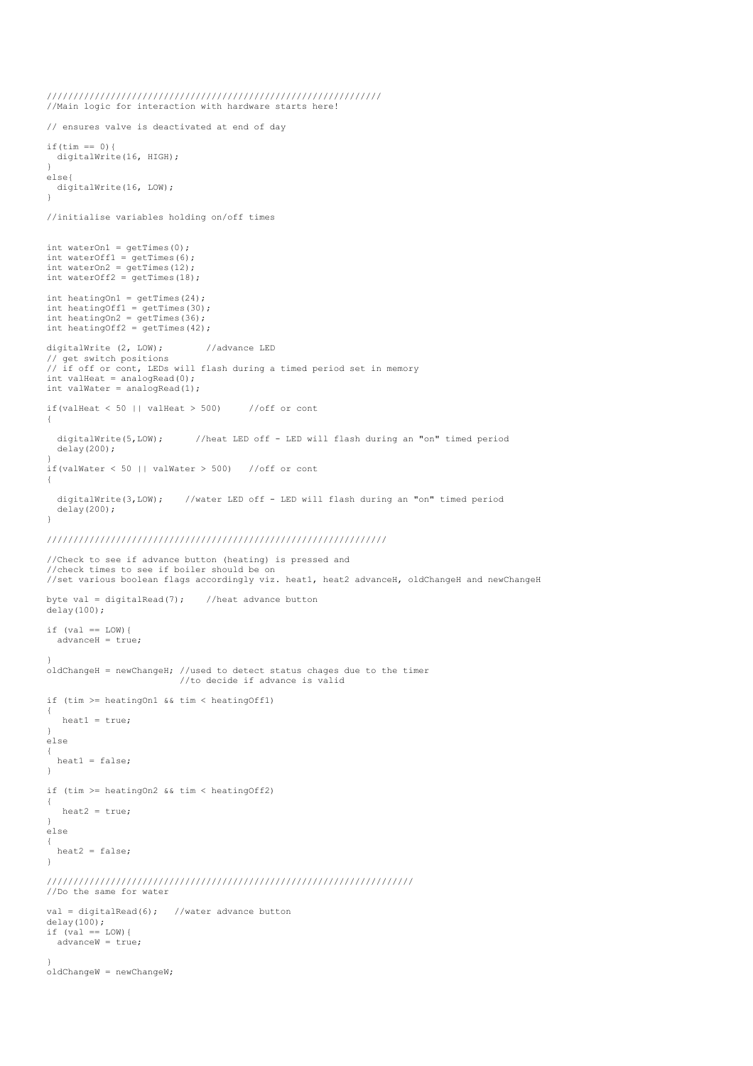```
///////////////////////////////////////////////////////////////
//Main logic for interaction with hardware starts here!

// ensures valve is deactivated at end of day

if(tim == 0){
  digitalWrite(16, HIGH);
}
else{
  digitalWrite(16, LOW);
}

//initialise variables holding on/off times


int waterOn1 = getTimes(0);
int waterOff1 = getTimes(6);
int waterOn2 = getTimes(12);
int waterOff2 = getTimes(18);

int heatingOn1 = getTimes(24);
int heatingOff1 = getTimes(30);
int heatingOn2 = getTimes(36);
int heatingOff2 = getTimes(42);

digitalWrite (2, LOW);        //advance LED
// get switch positions
// if off or cont, LEDs will flash during a timed period set in memory
int valHeat = analogRead(0);
int valWater = analogRead(1);

if(valHeat < 50 || valHeat > 500)     //off or cont
{

  digitalWrite(5,LOW);      //heat LED off - LED will flash during an "on" timed period
  delay(200);
}
if(valWater < 50 || valWater > 500)   //off or cont
{

  digitalWrite(3,LOW);    //water LED off - LED will flash during an "on" timed period
  delay(200);
}

////////////////////////////////////////////////////////////////

//Check to see if advance button (heating) is pressed and
//check times to see if boiler should be on
//set various boolean flags accordingly viz. heat1, heat2 advanceH, oldChangeH and newChangeH

byte val = digitalRead(7);    //heat advance button
delay(100);

if (val == LOW){
  advanceH = true;

}
oldChangeH = newChangeH; //used to detect status chages due to the timer
                         //to decide if advance is valid

if (tim >= heatingOn1 && tim < heatingOff1)
{
   heat1 = true;
}
else
{
  heat1 = false;
}

if (tim >= heatingOn2 && tim < heatingOff2)
{
   heat2 = true;
}
else
{
  heat2 = false;
}

////////////////////////////////////////////////////////////////////
//Do the same for water

val = digitalRead(6);   //water advance button
delay(100);
if (val == LOW){
  advanceW = true;

}
oldChangeW = newChangeW;
```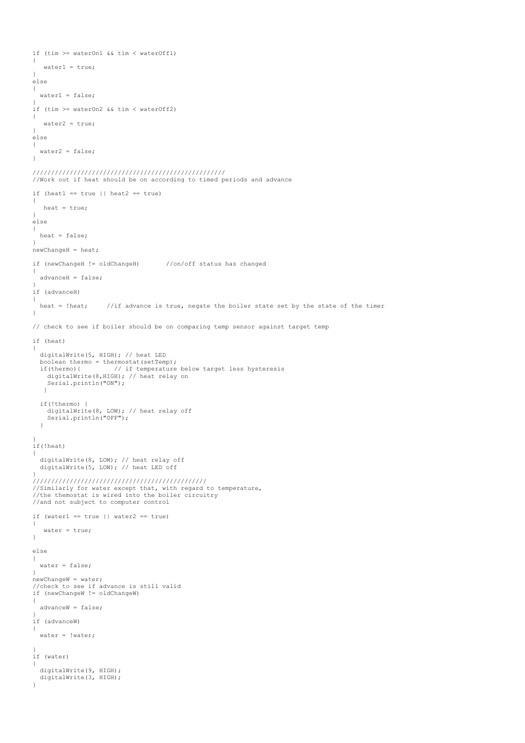```
if (tim >= waterOn1 && tim < waterOff1)
{
   water1 = true;
}
else
{
  water1 = false;
}
if (tim >= waterOn2 && tim < waterOff2)
{
   water2 = true;
}
else
{
  water2 = false;
}

///////////////////////////////////////////////////
//Work out if heat should be on according to timed periods and advance

if (heat1 == true || heat2 == true)
{
   heat = true;
}
else
{
  heat = false;
}
newChangeH = heat;

if (newChangeH != oldChangeH)       //on/off status has changed
{
  advanceH = false;
}
if (advanceH)
{
  heat = !heat;     //if advance is true, negate the boiler state set by the state of the timer
}

// check to see if boiler should be on comparing temp sensor against target temp

if (heat)
{
  digitalWrite(5, HIGH); // heat LED
  boolean thermo = thermostat(setTemp);
  if(thermo){         // if temperature below target less hysteresis
    digitalWrite(8,HIGH); // heat relay on
    Serial.println("ON");
   }

  if(!thermo) {
    digitalWrite(8, LOW); // heat relay off
    Serial.println("OFF");
  }

}
if(!heat)
{
  digitalWrite(8, LOW); // heat relay off
  digitalWrite(5, LOW); // heat LED off
}
/////////////////////////////////////////////
//Similarly for water except that, with regard to temperature,
//the themostat is wired into the boiler circuitry
//and not subject to computer control

if (water1 == true || water2 == true)
{
   water = true;
}

else
{
  water = false;
}
newChangeW = water;
//check to see if advance is still valid
if (newChangeW != oldChangeW)
{
  advanceW = false;
}
if (advanceW)
{
  water = !water;

}
if (water)
{
  digitalWrite(9, HIGH);
  digitalWrite(3, HIGH);
}
```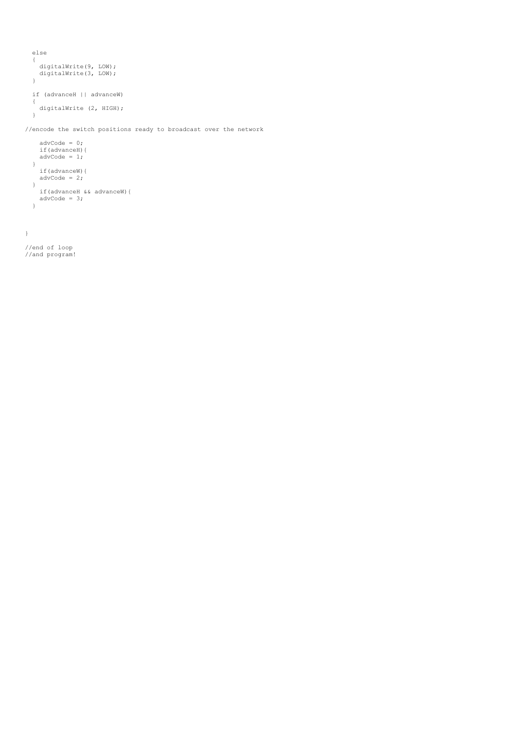```
  else
  {
    digitalWrite(9, LOW);
    digitalWrite(3, LOW);
  }

  if (advanceH || advanceW)
  {
    digitalWrite (2, HIGH);
  }

//encode the switch positions ready to broadcast over the network

    advCode = 0;
    if(advanceH){
    advCode = 1;
  }
    if(advanceW){
    advCode = 2;
  }
    if(advanceH && advanceW){
    advCode = 3;
  }



}

//end of loop
//and program!
```